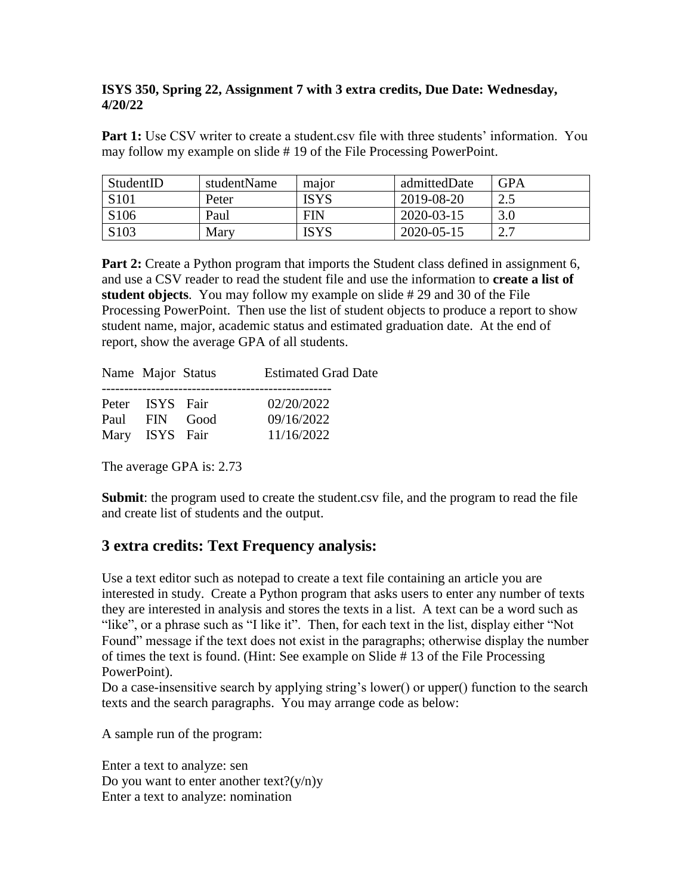**ISYS 350, Spring 22, Assignment 7 with 3 extra credits, Due Date: Wednesday, 4/20/22**

**Part 1:** Use CSV writer to create a student.csv file with three students' information. You may follow my example on slide # 19 of the File Processing PowerPoint.

| StudentID | studentName | major | admittedDate | GPA |
|---|---|---|---|---|
| S101 | Peter | ISYS | 2019-08-20 | 2.5 |
| S106 | Paul | FIN | 2020-03-15 | 3.0 |
| S103 | Mary | ISYS | 2020-05-15 | 2.7 |

**Part 2:** Create a Python program that imports the Student class defined in assignment 6, and use a CSV reader to read the student file and use the information to **create a list of student objects**. You may follow my example on slide # 29 and 30 of the File Processing PowerPoint. Then use the list of student objects to produce a report to show student name, major, academic status and estimated graduation date. At the end of report, show the average GPA of all students.

```
Name  Major  Status     Estimated Grad Date
---------------------------------------------------
Peter  ISYS  Fair        02/20/2022
Paul   FIN   Good        09/16/2022
Mary   ISYS  Fair        11/16/2022
```

The average GPA is: 2.73

**Submit**: the program used to create the student.csv file, and the program to read the file and create list of students and the output.

## 3 extra credits: Text Frequency analysis:

Use a text editor such as notepad to create a text file containing an article you are interested in study. Create a Python program that asks users to enter any number of texts they are interested in analysis and stores the texts in a list. A text can be a word such as "like", or a phrase such as "I like it". Then, for each text in the list, display either "Not Found" message if the text does not exist in the paragraphs; otherwise display the number of times the text is found. (Hint: See example on Slide # 13 of the File Processing PowerPoint).
Do a case-insensitive search by applying string's lower() or upper() function to the search texts and the search paragraphs. You may arrange code as below:

A sample run of the program:

Enter a text to analyze: sen
Do you want to enter another text?(y/n)y
Enter a text to analyze: nomination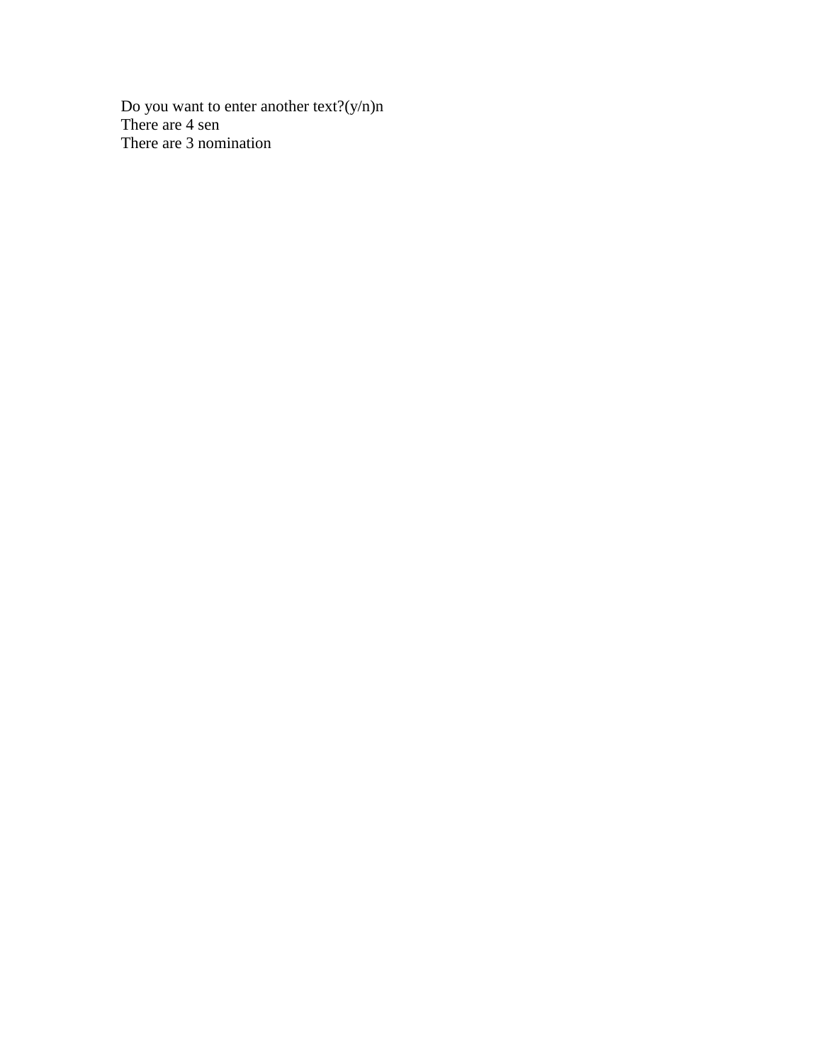Do you want to enter another text?(y/n)n
There are 4 sen
There are 3 nomination